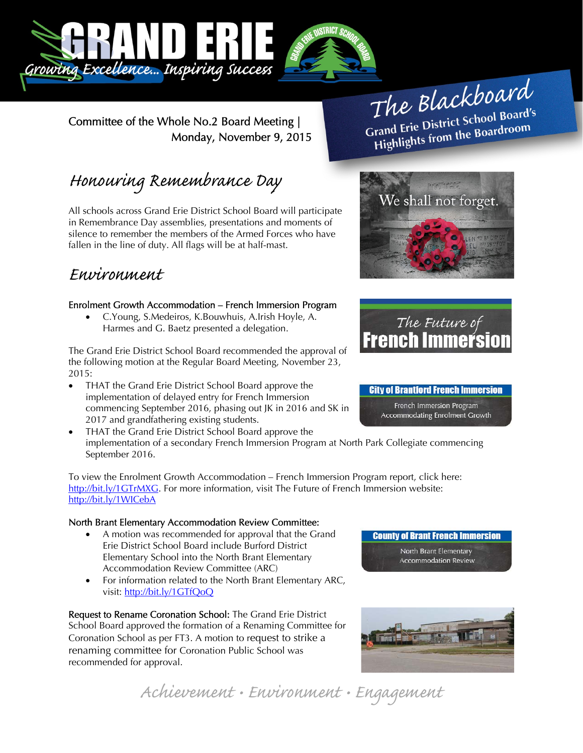# GRAND ERIE

*Growing Excellence... Inspiring Success*

## The Blackboard

Grand Erie District School Board's Highlights from the Boardroom

Committee of the Whole No.2 Board Meeting | Monday, November 9, 2015

## Honouring Remembrance Day

All schools across Grand Erie District School Board will participate in Remembrance Day assemblies, presentations and moments of silence to remember the members of the Armed Forces who have fallen in the line of duty. All flags will be at half-mast.

We shall not forget.

## Environment

### Enrolment Growth Accommodation – French Immersion Program

- C.Young, S.Medeiros, K.Bouwhuis, A.Irish Hoyle, A. Harmes and G. Baetz presented a delegation.

The Future of French Immersion

The Grand Erie District School Board recommended the approval of the following motion at the Regular Board Meeting, November 23, 2015:

- THAT the Grand Erie District School Board approve the implementation of delayed entry for French Immersion commencing September 2016, phasing out JK in 2016 and SK in 2017 and grandfathering existing students.
- THAT the Grand Erie District School Board approve the implementation of a secondary French Immersion Program at North Park Collegiate commencing September 2016.

City of Brantford French Immersion
French Immersion Program Accommodating Enrolment Growth

To view the Enrolment Growth Accommodation – French Immersion Program report, click here: http://bit.ly/1GTrMXG. For more information, visit The Future of French Immersion website: http://bit.ly/1WICebA

### North Brant Elementary Accommodation Review Committee:

- A motion was recommended for approval that the Grand Erie District School Board include Burford District Elementary School into the North Brant Elementary Accommodation Review Committee (ARC)
- For information related to the North Brant Elementary ARC, visit: http://bit.ly/1GTfQoQ

County of Brant French Immersion
North Brant Elementary Accommodation Review

**Request to Rename Coronation School:** The Grand Erie District School Board approved the formation of a Renaming Committee for Coronation School as per FT3. A motion to request to strike a renaming committee for Coronation Public School was recommended for approval.

*Achievement • Environment • Engagement*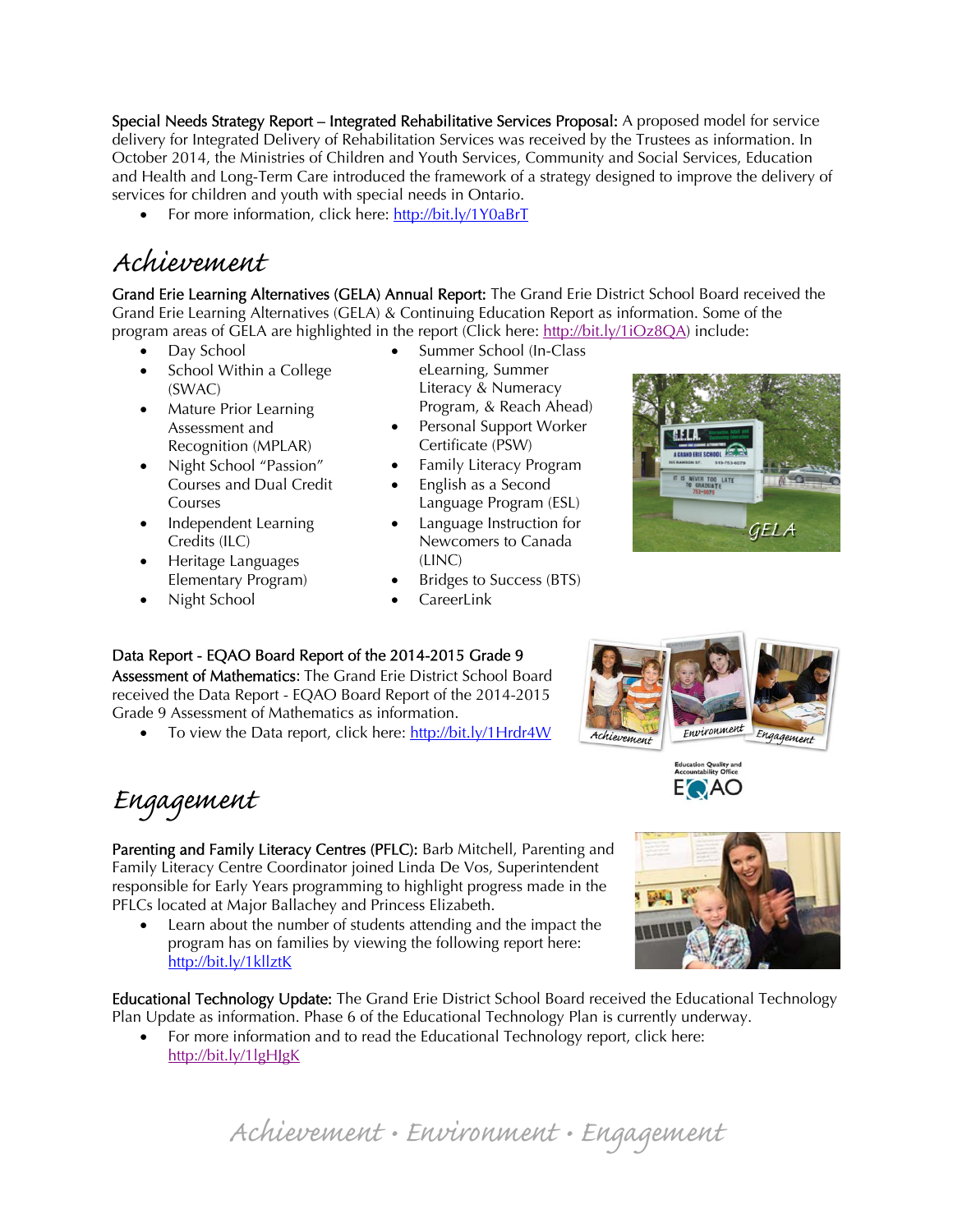**Special Needs Strategy Report – Integrated Rehabilitative Services Proposal:** A proposed model for service delivery for Integrated Delivery of Rehabilitation Services was received by the Trustees as information. In October 2014, the Ministries of Children and Youth Services, Community and Social Services, Education and Health and Long-Term Care introduced the framework of a strategy designed to improve the delivery of services for children and youth with special needs in Ontario.

- For more information, click here: http://bit.ly/1Y0aBrT

# Achievement

**Grand Erie Learning Alternatives (GELA) Annual Report:** The Grand Erie District School Board received the Grand Erie Learning Alternatives (GELA) & Continuing Education Report as information. Some of the program areas of GELA are highlighted in the report (Click here: http://bit.ly/1iOz8QA) include:

- Day School
- School Within a College (SWAC)
- Mature Prior Learning Assessment and Recognition (MPLAR)
- Night School "Passion" Courses and Dual Credit Courses
- Independent Learning Credits (ILC)
- Heritage Languages Elementary Program)
- Night School
- Summer School (In-Class eLearning, Summer Literacy & Numeracy Program, & Reach Ahead)
- Personal Support Worker Certificate (PSW)
- Family Literacy Program
- English as a Second Language Program (ESL)
- Language Instruction for Newcomers to Canada (LINC)
- Bridges to Success (BTS)
- CareerLink

**Data Report - EQAO Board Report of the 2014-2015 Grade 9 Assessment of Mathematics:** The Grand Erie District School Board received the Data Report - EQAO Board Report of the 2014-2015 Grade 9 Assessment of Mathematics as information.

- To view the Data report, click here: http://bit.ly/1Hrdr4W

# Engagement

**Parenting and Family Literacy Centres (PFLC):** Barb Mitchell, Parenting and Family Literacy Centre Coordinator joined Linda De Vos, Superintendent responsible for Early Years programming to highlight progress made in the PFLCs located at Major Ballachey and Princess Elizabeth.

- Learn about the number of students attending and the impact the program has on families by viewing the following report here: http://bit.ly/1kllztK

**Educational Technology Update:** The Grand Erie District School Board received the Educational Technology Plan Update as information. Phase 6 of the Educational Technology Plan is currently underway.

- For more information and to read the Educational Technology report, click here: http://bit.ly/1lgHJgK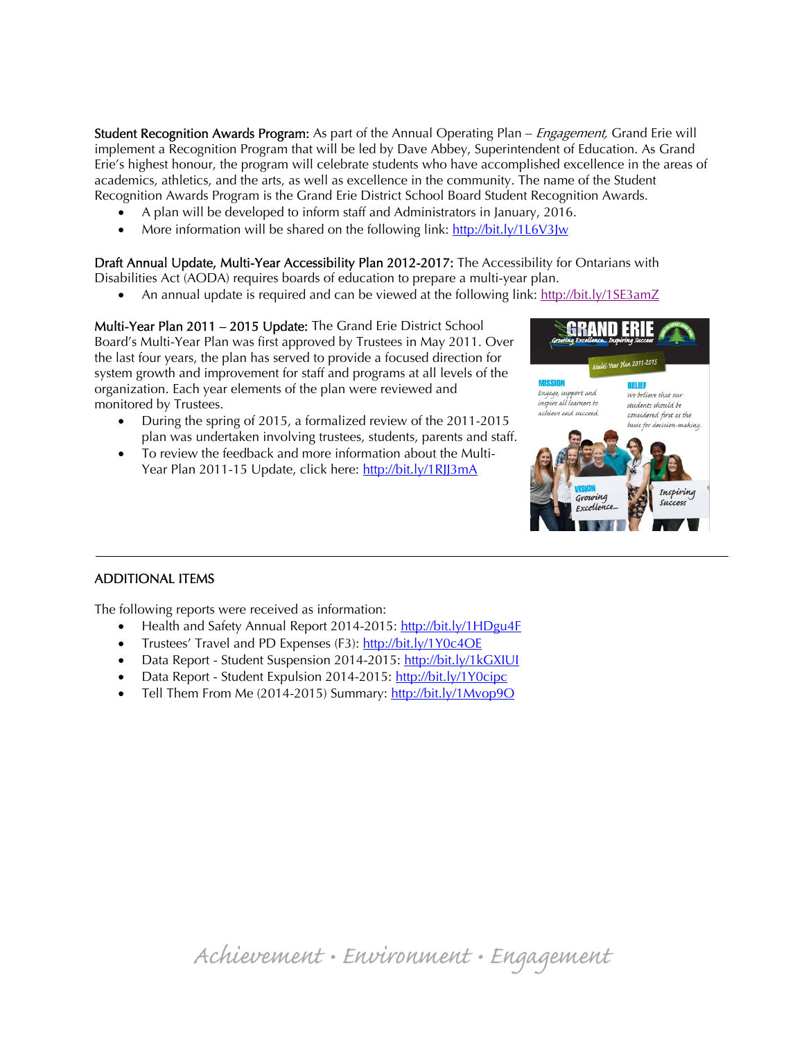**Student Recognition Awards Program:** As part of the Annual Operating Plan – *Engagement,* Grand Erie will implement a Recognition Program that will be led by Dave Abbey, Superintendent of Education. As Grand Erie's highest honour, the program will celebrate students who have accomplished excellence in the areas of academics, athletics, and the arts, as well as excellence in the community. The name of the Student Recognition Awards Program is the Grand Erie District School Board Student Recognition Awards.

- A plan will be developed to inform staff and Administrators in January, 2016.
- More information will be shared on the following link: http://bit.ly/1L6V3Jw

**Draft Annual Update, Multi-Year Accessibility Plan 2012-2017:** The Accessibility for Ontarians with Disabilities Act (AODA) requires boards of education to prepare a multi-year plan.

- An annual update is required and can be viewed at the following link: http://bit.ly/1SE3amZ

**Multi-Year Plan 2011 – 2015 Update:** The Grand Erie District School Board's Multi-Year Plan was first approved by Trustees in May 2011. Over the last four years, the plan has served to provide a focused direction for system growth and improvement for staff and programs at all levels of the organization. Each year elements of the plan were reviewed and monitored by Trustees.

- During the spring of 2015, a formalized review of the 2011-2015 plan was undertaken involving trustees, students, parents and staff.
- To review the feedback and more information about the Multi-Year Plan 2011-15 Update, click here: http://bit.ly/1RJJ3mA

## ADDITIONAL ITEMS

The following reports were received as information:

- Health and Safety Annual Report 2014-2015: http://bit.ly/1HDgu4F
- Trustees' Travel and PD Expenses (F3): http://bit.ly/1Y0c4OE
- Data Report - Student Suspension 2014-2015: http://bit.ly/1kGXIUI
- Data Report - Student Expulsion 2014-2015: http://bit.ly/1Y0cipc
- Tell Them From Me (2014-2015) Summary: http://bit.ly/1Mvop9O